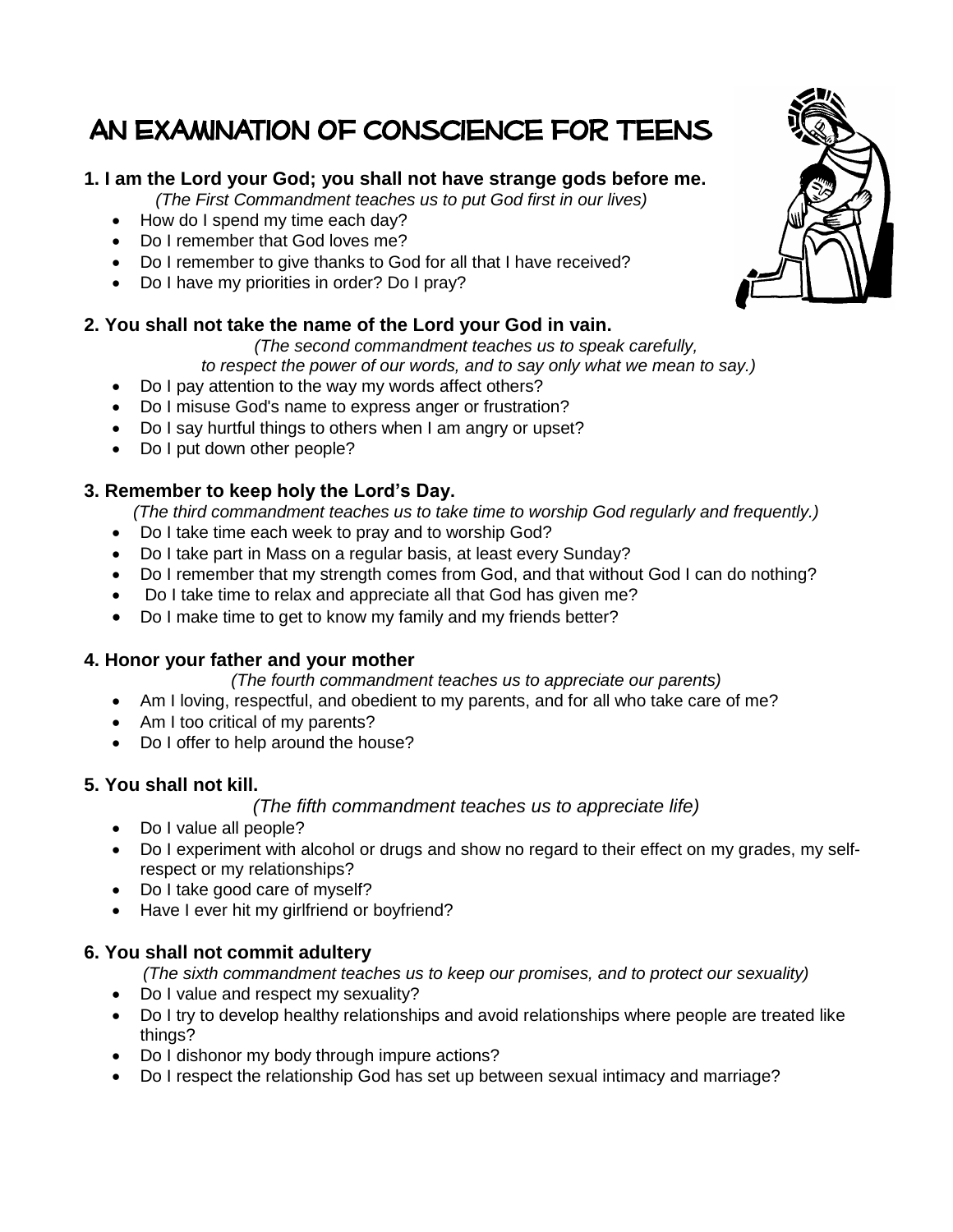# AN EXAMINATION OF CONSCIENCE FOR TEENS

### 1. I am the Lord your God; you shall not have strange gods before me.

*(The First Commandment teaches us to put God first in our lives)*

- How do I spend my time each day?
- Do I remember that God loves me?
- Do I remember to give thanks to God for all that I have received?
- Do I have my priorities in order? Do I pray?

### 2. You shall not take the name of the Lord your God in vain.

*(The second commandment teaches us to speak carefully, to respect the power of our words, and to say only what we mean to say.)*

- Do I pay attention to the way my words affect others?
- Do I misuse God's name to express anger or frustration?
- Do I say hurtful things to others when I am angry or upset?
- Do I put down other people?

### 3. Remember to keep holy the Lord's Day.

*(The third commandment teaches us to take time to worship God regularly and frequently.)*

- Do I take time each week to pray and to worship God?
- Do I take part in Mass on a regular basis, at least every Sunday?
- Do I remember that my strength comes from God, and that without God I can do nothing?
- Do I take time to relax and appreciate all that God has given me?
- Do I make time to get to know my family and my friends better?

### 4. Honor your father and your mother

*(The fourth commandment teaches us to appreciate our parents)*

- Am I loving, respectful, and obedient to my parents, and for all who take care of me?
- Am I too critical of my parents?
- Do I offer to help around the house?

### 5. You shall not kill.

*(The fifth commandment teaches us to appreciate life)*

- Do I value all people?
- Do I experiment with alcohol or drugs and show no regard to their effect on my grades, my self-respect or my relationships?
- Do I take good care of myself?
- Have I ever hit my girlfriend or boyfriend?

### 6. You shall not commit adultery

*(The sixth commandment teaches us to keep our promises, and to protect our sexuality)*

- Do I value and respect my sexuality?
- Do I try to develop healthy relationships and avoid relationships where people are treated like things?
- Do I dishonor my body through impure actions?
- Do I respect the relationship God has set up between sexual intimacy and marriage?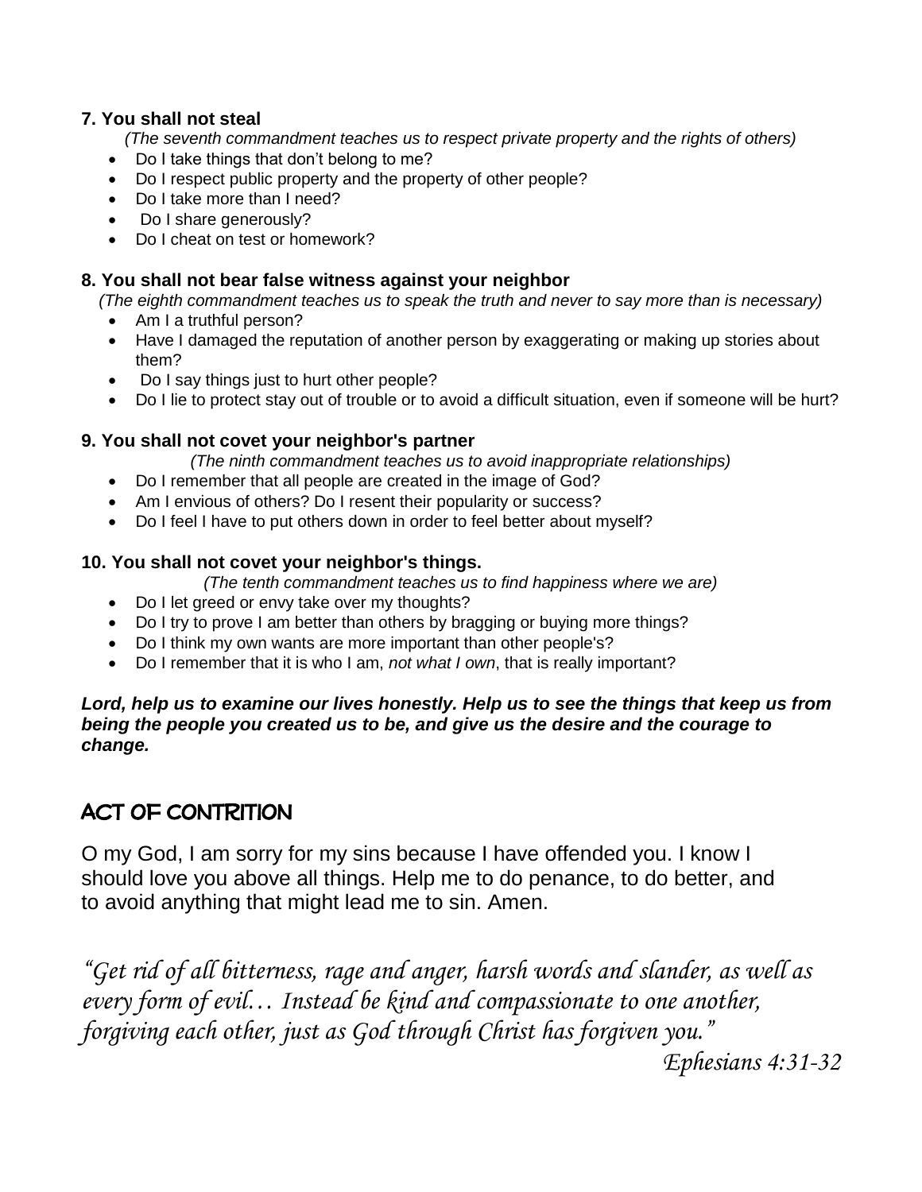**7. You shall not steal**

*(The seventh commandment teaches us to respect private property and the rights of others)*

- Do I take things that don't belong to me?
- Do I respect public property and the property of other people?
- Do I take more than I need?
- Do I share generously?
- Do I cheat on test or homework?

**8. You shall not bear false witness against your neighbor**

*(The eighth commandment teaches us to speak the truth and never to say more than is necessary)*

- Am I a truthful person?
- Have I damaged the reputation of another person by exaggerating or making up stories about them?
- Do I say things just to hurt other people?
- Do I lie to protect stay out of trouble or to avoid a difficult situation, even if someone will be hurt?

**9. You shall not covet your neighbor's partner**

*(The ninth commandment teaches us to avoid inappropriate relationships)*

- Do I remember that all people are created in the image of God?
- Am I envious of others? Do I resent their popularity or success?
- Do I feel I have to put others down in order to feel better about myself?

**10. You shall not covet your neighbor's things.**

*(The tenth commandment teaches us to find happiness where we are)*

- Do I let greed or envy take over my thoughts?
- Do I try to prove I am better than others by bragging or buying more things?
- Do I think my own wants are more important than other people's?
- Do I remember that it is who I am, *not what I own*, that is really important?

***Lord, help us to examine our lives honestly. Help us to see the things that keep us from being the people you created us to be, and give us the desire and the courage to change.***

## ACT OF CONTRITION

O my God, I am sorry for my sins because I have offended you. I know I should love you above all things. Help me to do penance, to do better, and to avoid anything that might lead me to sin. Amen.

*"Get rid of all bitterness, rage and anger, harsh words and slander, as well as every form of evil… Instead be kind and compassionate to one another, forgiving each other, just as God through Christ has forgiven you."*

*Ephesians 4:31-32*